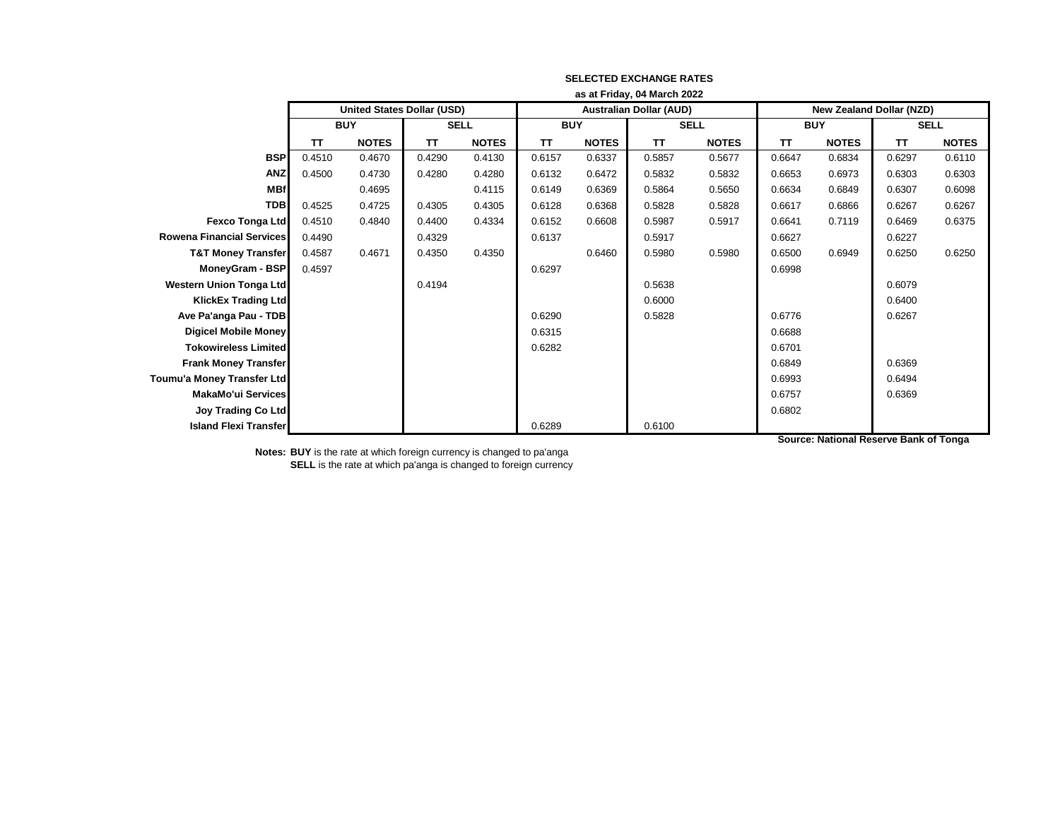**SELECTED EXCHANGE RATES**

**as at Friday, 04 March 2022**

| | United States Dollar (USD) | | | | Australian Dollar (AUD) | | | | New Zealand Dollar (NZD) | | | |
|---|---|---|---|---|---|---|---|---|---|---|---|---|
| | BUY | | SELL | | BUY | | SELL | | BUY | | SELL | |
| | TT | NOTES | TT | NOTES | TT | NOTES | TT | NOTES | TT | NOTES | TT | NOTES |
| **BSP** | 0.4510 | 0.4670 | 0.4290 | 0.4130 | 0.6157 | 0.6337 | 0.5857 | 0.5677 | 0.6647 | 0.6834 | 0.6297 | 0.6110 |
| **ANZ** | 0.4500 | 0.4730 | 0.4280 | 0.4280 | 0.6132 | 0.6472 | 0.5832 | 0.5832 | 0.6653 | 0.6973 | 0.6303 | 0.6303 |
| **MBf** | | 0.4695 | | 0.4115 | 0.6149 | 0.6369 | 0.5864 | 0.5650 | 0.6634 | 0.6849 | 0.6307 | 0.6098 |
| **TDB** | 0.4525 | 0.4725 | 0.4305 | 0.4305 | 0.6128 | 0.6368 | 0.5828 | 0.5828 | 0.6617 | 0.6866 | 0.6267 | 0.6267 |
| **Fexco Tonga Ltd** | 0.4510 | 0.4840 | 0.4400 | 0.4334 | 0.6152 | 0.6608 | 0.5987 | 0.5917 | 0.6641 | 0.7119 | 0.6469 | 0.6375 |
| **Rowena Financial Services** | 0.4490 | | 0.4329 | | 0.6137 | | 0.5917 | | 0.6627 | | 0.6227 | |
| **T&T Money Transfer** | 0.4587 | 0.4671 | 0.4350 | 0.4350 | | 0.6460 | 0.5980 | 0.5980 | 0.6500 | 0.6949 | 0.6250 | 0.6250 |
| **MoneyGram - BSP** | 0.4597 | | | | 0.6297 | | | | 0.6998 | | | |
| **Western Union Tonga Ltd** | | | 0.4194 | | | | 0.5638 | | | | 0.6079 | |
| **KlickEx Trading Ltd** | | | | | | | 0.6000 | | | | 0.6400 | |
| **Ave Pa'anga Pau - TDB** | | | | | 0.6290 | | 0.5828 | | 0.6776 | | 0.6267 | |
| **Digicel Mobile Money** | | | | | 0.6315 | | | | 0.6688 | | | |
| **Tokowireless Limited** | | | | | 0.6282 | | | | 0.6701 | | | |
| **Frank Money Transfer** | | | | | | | | | 0.6849 | | 0.6369 | |
| **Toumu'a Money Transfer Ltd** | | | | | | | | | 0.6993 | | 0.6494 | |
| **MakaMo'ui Services** | | | | | | | | | 0.6757 | | 0.6369 | |
| **Joy Trading Co Ltd** | | | | | | | | | 0.6802 | | | |
| **Island Flexi Transfer** | | | | | 0.6289 | | 0.6100 | | | | | |

**Source: National Reserve Bank of Tonga**

**Notes:** **BUY** is the rate at which foreign currency is changed to pa'anga
**SELL** is the rate at which pa'anga is changed to foreign currency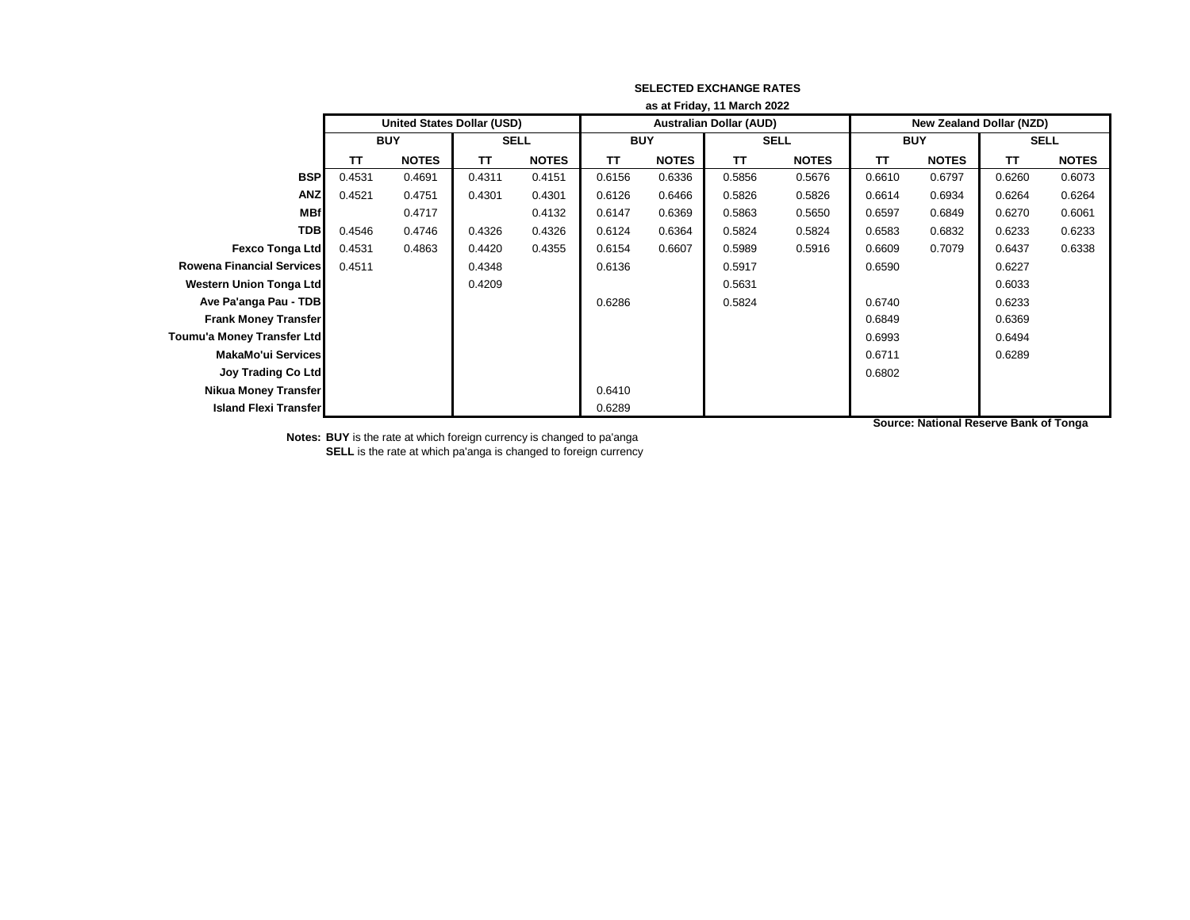**SELECTED EXCHANGE RATES**

**as at Friday, 11 March 2022**

| | United States Dollar (USD) | | | | Australian Dollar (AUD) | | | | New Zealand Dollar (NZD) | | | |
|---|---|---|---|---|---|---|---|---|---|---|---|---|
| | BUY | | SELL | | BUY | | SELL | | BUY | | SELL | |
| | TT | NOTES | TT | NOTES | TT | NOTES | TT | NOTES | TT | NOTES | TT | NOTES |
| **BSP** | 0.4531 | 0.4691 | 0.4311 | 0.4151 | 0.6156 | 0.6336 | 0.5856 | 0.5676 | 0.6610 | 0.6797 | 0.6260 | 0.6073 |
| **ANZ** | 0.4521 | 0.4751 | 0.4301 | 0.4301 | 0.6126 | 0.6466 | 0.5826 | 0.5826 | 0.6614 | 0.6934 | 0.6264 | 0.6264 |
| **MBf** | | 0.4717 | | 0.4132 | 0.6147 | 0.6369 | 0.5863 | 0.5650 | 0.6597 | 0.6849 | 0.6270 | 0.6061 |
| **TDB** | 0.4546 | 0.4746 | 0.4326 | 0.4326 | 0.6124 | 0.6364 | 0.5824 | 0.5824 | 0.6583 | 0.6832 | 0.6233 | 0.6233 |
| **Fexco Tonga Ltd** | 0.4531 | 0.4863 | 0.4420 | 0.4355 | 0.6154 | 0.6607 | 0.5989 | 0.5916 | 0.6609 | 0.7079 | 0.6437 | 0.6338 |
| **Rowena Financial Services** | 0.4511 | | 0.4348 | | 0.6136 | | 0.5917 | | 0.6590 | | 0.6227 | |
| **Western Union Tonga Ltd** | | | 0.4209 | | | | 0.5631 | | | | 0.6033 | |
| **Ave Pa'anga Pau - TDB** | | | | | 0.6286 | | 0.5824 | | 0.6740 | | 0.6233 | |
| **Frank Money Transfer** | | | | | | | | | 0.6849 | | 0.6369 | |
| **Toumu'a Money Transfer Ltd** | | | | | | | | | 0.6993 | | 0.6494 | |
| **MakaMo'ui Services** | | | | | | | | | 0.6711 | | 0.6289 | |
| **Joy Trading Co Ltd** | | | | | | | | | 0.6802 | | | |
| **Nikua Money Transfer** | | | | | 0.6410 | | | | | | | |
| **Island Flexi Transfer** | | | | | 0.6289 | | | | | | | |

**Source: National Reserve Bank of Tonga**

**Notes:** **BUY** is the rate at which foreign currency is changed to pa'anga
**SELL** is the rate at which pa'anga is changed to foreign currency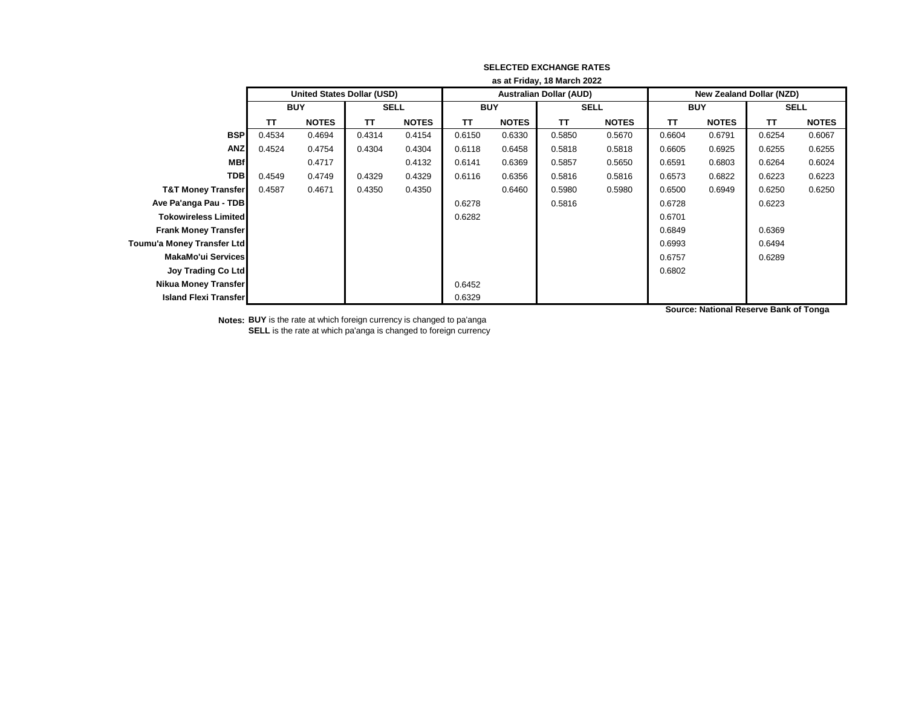**SELECTED EXCHANGE RATES**

**as at Friday, 18 March 2022**

| | United States Dollar (USD) | | | | Australian Dollar (AUD) | | | | New Zealand Dollar (NZD) | | | |
|---|---|---|---|---|---|---|---|---|---|---|---|---|
| | BUY | | SELL | | BUY | | SELL | | BUY | | SELL | |
| | TT | NOTES | TT | NOTES | TT | NOTES | TT | NOTES | TT | NOTES | TT | NOTES |
| **BSP** | 0.4534 | 0.4694 | 0.4314 | 0.4154 | 0.6150 | 0.6330 | 0.5850 | 0.5670 | 0.6604 | 0.6791 | 0.6254 | 0.6067 |
| **ANZ** | 0.4524 | 0.4754 | 0.4304 | 0.4304 | 0.6118 | 0.6458 | 0.5818 | 0.5818 | 0.6605 | 0.6925 | 0.6255 | 0.6255 |
| **MBf** | | 0.4717 | | 0.4132 | 0.6141 | 0.6369 | 0.5857 | 0.5650 | 0.6591 | 0.6803 | 0.6264 | 0.6024 |
| **TDB** | 0.4549 | 0.4749 | 0.4329 | 0.4329 | 0.6116 | 0.6356 | 0.5816 | 0.5816 | 0.6573 | 0.6822 | 0.6223 | 0.6223 |
| **T&T Money Transfer** | 0.4587 | 0.4671 | 0.4350 | 0.4350 | | 0.6460 | 0.5980 | 0.5980 | 0.6500 | 0.6949 | 0.6250 | 0.6250 |
| **Ave Pa'anga Pau - TDB** | | | | | 0.6278 | | 0.5816 | | 0.6728 | | 0.6223 | |
| **Tokowireless Limited** | | | | | 0.6282 | | | | 0.6701 | | | |
| **Frank Money Transfer** | | | | | | | | | 0.6849 | | 0.6369 | |
| **Toumu'a Money Transfer Ltd** | | | | | | | | | 0.6993 | | 0.6494 | |
| **MakaMo'ui Services** | | | | | | | | | 0.6757 | | 0.6289 | |
| **Joy Trading Co Ltd** | | | | | | | | | 0.6802 | | | |
| **Nikua Money Transfer** | | | | | 0.6452 | | | | | | | |
| **Island Flexi Transfer** | | | | | 0.6329 | | | | | | | |

**Source: National Reserve Bank of Tonga**

**Notes:** **BUY** is the rate at which foreign currency is changed to pa'anga
**SELL** is the rate at which pa'anga is changed to foreign currency